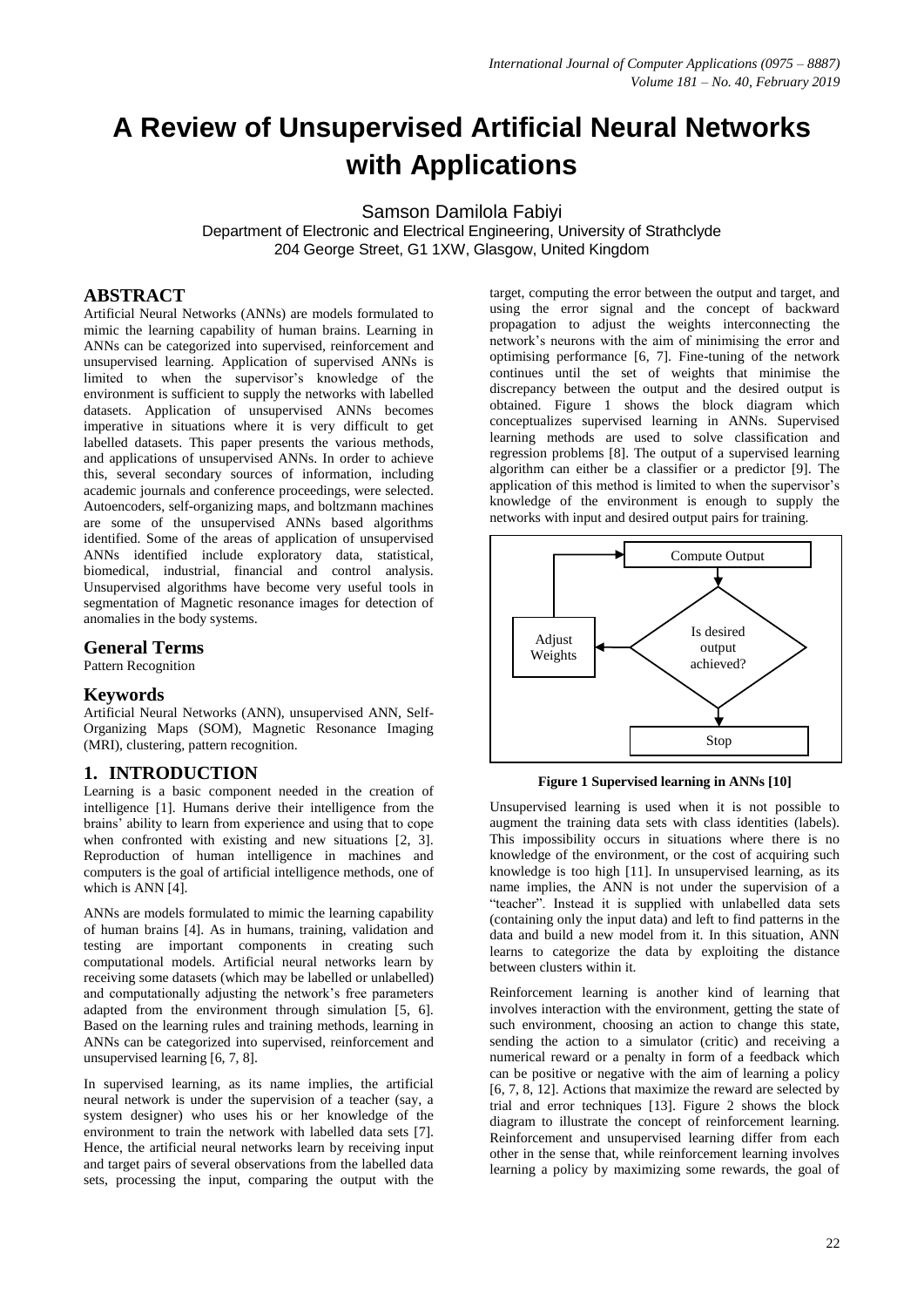# A Review of Unsupervised Artificial Neural Networks with Applications

Samson Damilola Fabiyi
Department of Electronic and Electrical Engineering, University of Strathclyde
204 George Street, G1 1XW, Glasgow, United Kingdom

## ABSTRACT

Artificial Neural Networks (ANNs) are models formulated to mimic the learning capability of human brains. Learning in ANNs can be categorized into supervised, reinforcement and unsupervised learning. Application of supervised ANNs is limited to when the supervisor's knowledge of the environment is sufficient to supply the networks with labelled datasets. Application of unsupervised ANNs becomes imperative in situations where it is very difficult to get labelled datasets. This paper presents the various methods, and applications of unsupervised ANNs. In order to achieve this, several secondary sources of information, including academic journals and conference proceedings, were selected. Autoencoders, self-organizing maps, and boltzmann machines are some of the unsupervised ANNs based algorithms identified. Some of the areas of application of unsupervised ANNs identified include exploratory data, statistical, biomedical, industrial, financial and control analysis. Unsupervised algorithms have become very useful tools in segmentation of Magnetic resonance images for detection of anomalies in the body systems.

## General Terms

Pattern Recognition

## Keywords

Artificial Neural Networks (ANN), unsupervised ANN, Self-Organizing Maps (SOM), Magnetic Resonance Imaging (MRI), clustering, pattern recognition.

## 1. INTRODUCTION

Learning is a basic component needed in the creation of intelligence [1]. Humans derive their intelligence from the brains' ability to learn from experience and using that to cope when confronted with existing and new situations [2, 3]. Reproduction of human intelligence in machines and computers is the goal of artificial intelligence methods, one of which is ANN [4].

ANNs are models formulated to mimic the learning capability of human brains [4]. As in humans, training, validation and testing are important components in creating such computational models. Artificial neural networks learn by receiving some datasets (which may be labelled or unlabelled) and computationally adjusting the network's free parameters adapted from the environment through simulation [5, 6]. Based on the learning rules and training methods, learning in ANNs can be categorized into supervised, reinforcement and unsupervised learning [6, 7, 8].

In supervised learning, as its name implies, the artificial neural network is under the supervision of a teacher (say, a system designer) who uses his or her knowledge of the environment to train the network with labelled data sets [7]. Hence, the artificial neural networks learn by receiving input and target pairs of several observations from the labelled data sets, processing the input, comparing the output with the target, computing the error between the output and target, and using the error signal and the concept of backward propagation to adjust the weights interconnecting the network's neurons with the aim of minimising the error and optimising performance [6, 7]. Fine-tuning of the network continues until the set of weights that minimise the discrepancy between the output and the desired output is obtained. Figure 1 shows the block diagram which conceptualizes supervised learning in ANNs. Supervised learning methods are used to solve classification and regression problems [8]. The output of a supervised learning algorithm can either be a classifier or a predictor [9]. The application of this method is limited to when the supervisor's knowledge of the environment is enough to supply the networks with input and desired output pairs for training.

Compute Output

Is desired output achieved?

Adjust Weights

Stop

**Figure 1 Supervised learning in ANNs [10]**

Unsupervised learning is used when it is not possible to augment the training data sets with class identities (labels). This impossibility occurs in situations where there is no knowledge of the environment, or the cost of acquiring such knowledge is too high [11]. In unsupervised learning, as its name implies, the ANN is not under the supervision of a "teacher". Instead it is supplied with unlabelled data sets (containing only the input data) and left to find patterns in the data and build a new model from it. In this situation, ANN learns to categorize the data by exploiting the distance between clusters within it.

Reinforcement learning is another kind of learning that involves interaction with the environment, getting the state of such environment, choosing an action to change this state, sending the action to a simulator (critic) and receiving a numerical reward or a penalty in form of a feedback which can be positive or negative with the aim of learning a policy [6, 7, 8, 12]. Actions that maximize the reward are selected by trial and error techniques [13]. Figure 2 shows the block diagram to illustrate the concept of reinforcement learning. Reinforcement and unsupervised learning differ from each other in the sense that, while reinforcement learning involves learning a policy by maximizing some rewards, the goal of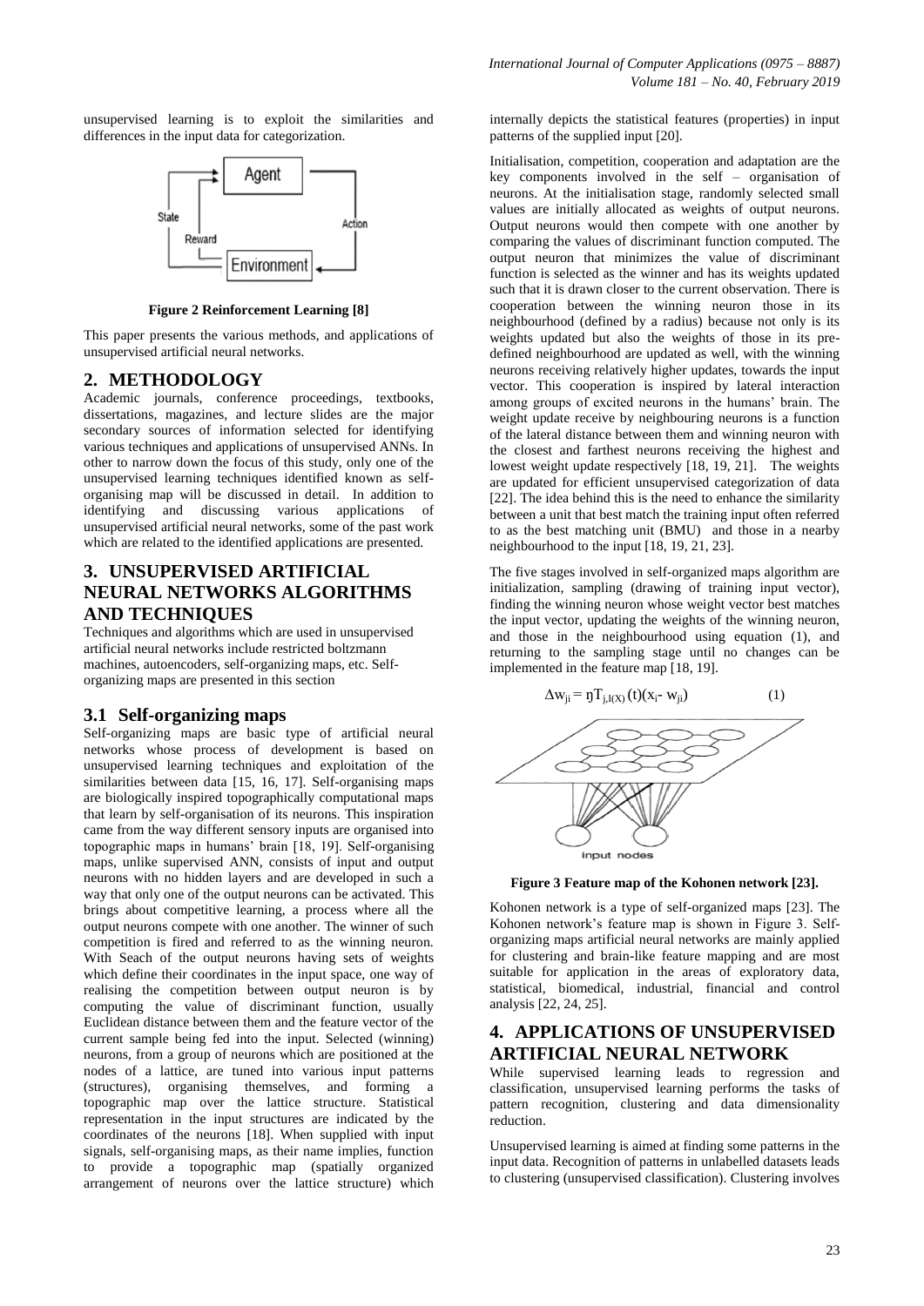unsupervised learning is to exploit the similarities and differences in the input data for categorization.

**Figure 2 Reinforcement Learning [8]**

This paper presents the various methods, and applications of unsupervised artificial neural networks.

## 2. METHODOLOGY

Academic journals, conference proceedings, textbooks, dissertations, magazines, and lecture slides are the major secondary sources of information selected for identifying various techniques and applications of unsupervised ANNs. In other to narrow down the focus of this study, only one of the unsupervised learning techniques identified known as self-organising map will be discussed in detail. In addition to identifying and discussing various applications of unsupervised artificial neural networks, some of the past work which are related to the identified applications are presented.

## 3. UNSUPERVISED ARTIFICIAL NEURAL NETWORKS ALGORITHMS AND TECHNIQUES

Techniques and algorithms which are used in unsupervised artificial neural networks include restricted boltzmann machines, autoencoders, self-organizing maps, etc. Self-organizing maps are presented in this section

### 3.1 Self-organizing maps

Self-organizing maps are basic type of artificial neural networks whose process of development is based on unsupervised learning techniques and exploitation of the similarities between data [15, 16, 17]. Self-organising maps are biologically inspired topographically computational maps that learn by self-organisation of its neurons. This inspiration came from the way different sensory inputs are organised into topographic maps in humans' brain [18, 19]. Self-organising maps, unlike supervised ANN, consists of input and output neurons with no hidden layers and are developed in such a way that only one of the output neurons can be activated. This brings about competitive learning, a process where all the output neurons compete with one another. The winner of such competition is fired and referred to as the winning neuron. With Seach of the output neurons having sets of weights which define their coordinates in the input space, one way of realising the competition between output neuron is by computing the value of discriminant function, usually Euclidean distance between them and the feature vector of the current sample being fed into the input. Selected (winning) neurons, from a group of neurons which are positioned at the nodes of a lattice, are tuned into various input patterns (structures), organising themselves, and forming a topographic map over the lattice structure. Statistical representation in the input structures are indicated by the coordinates of the neurons [18]. When supplied with input signals, self-organising maps, as their name implies, function to provide a topographic map (spatially organized arrangement of neurons over the lattice structure) which internally depicts the statistical features (properties) in input patterns of the supplied input [20].

Initialisation, competition, cooperation and adaptation are the key components involved in the self – organisation of neurons. At the initialisation stage, randomly selected small values are initially allocated as weights of output neurons. Output neurons would then compete with one another by comparing the values of discriminant function computed. The output neuron that minimizes the value of discriminant function is selected as the winner and has its weights updated such that it is drawn closer to the current observation. There is cooperation between the winning neuron those in its neighbourhood (defined by a radius) because not only is its weights updated but also the weights of those in its pre-defined neighbourhood are updated as well, with the winning neurons receiving relatively higher updates, towards the input vector. This cooperation is inspired by lateral interaction among groups of excited neurons in the humans' brain. The weight update receive by neighbouring neurons is a function of the lateral distance between them and winning neuron with the closest and farthest neurons receiving the highest and lowest weight update respectively [18, 19, 21]. The weights are updated for efficient unsupervised categorization of data [22]. The idea behind this is the need to enhance the similarity between a unit that best match the training input often referred to as the best matching unit (BMU) and those in a nearby neighbourhood to the input [18, 19, 21, 23].

The five stages involved in self-organized maps algorithm are initialization, sampling (drawing of training input vector), finding the winning neuron whose weight vector best matches the input vector, updating the weights of the winning neuron, and those in the neighbourhood using equation (1), and returning to the sampling stage until no changes can be implemented in the feature map [18, 19].

$$\Delta w_{ji} = \eta T_{j,I(X)}(t)(x_i - w_{ji}) \quad (1)$$

**Figure 3 Feature map of the Kohonen network [23].**

Kohonen network is a type of self-organized maps [23]. The Kohonen network's feature map is shown in Figure 3. Self-organizing maps artificial neural networks are mainly applied for clustering and brain-like feature mapping and are most suitable for application in the areas of exploratory data, statistical, biomedical, industrial, financial and control analysis [22, 24, 25].

## 4. APPLICATIONS OF UNSUPERVISED ARTIFICIAL NEURAL NETWORK

While supervised learning leads to regression and classification, unsupervised learning performs the tasks of pattern recognition, clustering and data dimensionality reduction.

Unsupervised learning is aimed at finding some patterns in the input data. Recognition of patterns in unlabelled datasets leads to clustering (unsupervised classification). Clustering involves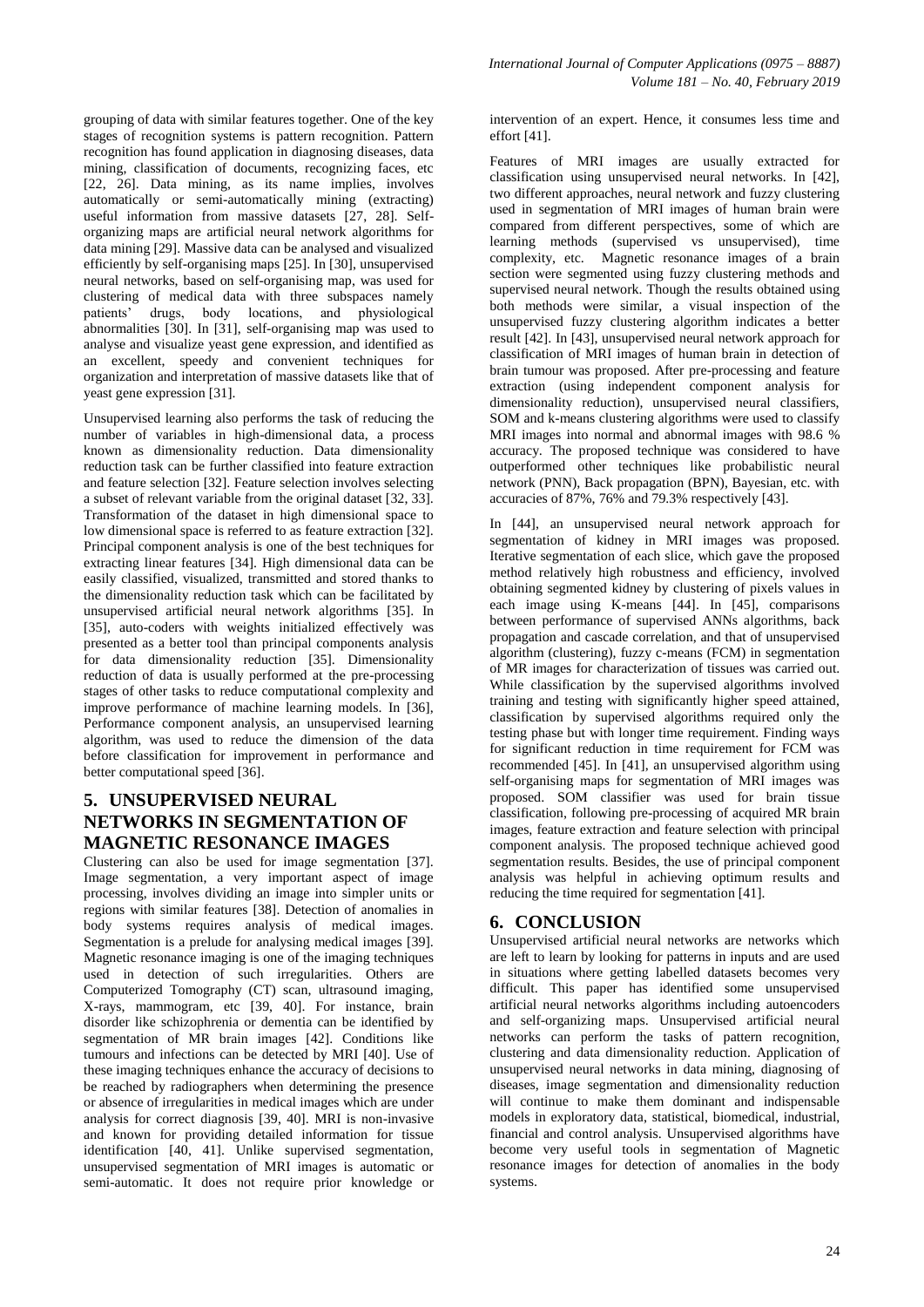grouping of data with similar features together. One of the key stages of recognition systems is pattern recognition. Pattern recognition has found application in diagnosing diseases, data mining, classification of documents, recognizing faces, etc [22, 26]. Data mining, as its name implies, involves automatically or semi-automatically mining (extracting) useful information from massive datasets [27, 28]. Self-organizing maps are artificial neural network algorithms for data mining [29]. Massive data can be analysed and visualized efficiently by self-organising maps [25]. In [30], unsupervised neural networks, based on self-organising map, was used for clustering of medical data with three subspaces namely patients' drugs, body locations, and physiological abnormalities [30]. In [31], self-organising map was used to analyse and visualize yeast gene expression, and identified as an excellent, speedy and convenient techniques for organization and interpretation of massive datasets like that of yeast gene expression [31].

Unsupervised learning also performs the task of reducing the number of variables in high-dimensional data, a process known as dimensionality reduction. Data dimensionality reduction task can be further classified into feature extraction and feature selection [32]. Feature selection involves selecting a subset of relevant variable from the original dataset [32, 33]. Transformation of the dataset in high dimensional space to low dimensional space is referred to as feature extraction [32]. Principal component analysis is one of the best techniques for extracting linear features [34]. High dimensional data can be easily classified, visualized, transmitted and stored thanks to the dimensionality reduction task which can be facilitated by unsupervised artificial neural network algorithms [35]. In [35], auto-coders with weights initialized effectively was presented as a better tool than principal components analysis for data dimensionality reduction [35]. Dimensionality reduction of data is usually performed at the pre-processing stages of other tasks to reduce computational complexity and improve performance of machine learning models. In [36], Performance component analysis, an unsupervised learning algorithm, was used to reduce the dimension of the data before classification for improvement in performance and better computational speed [36].

## 5. UNSUPERVISED NEURAL NETWORKS IN SEGMENTATION OF MAGNETIC RESONANCE IMAGES

Clustering can also be used for image segmentation [37]. Image segmentation, a very important aspect of image processing, involves dividing an image into simpler units or regions with similar features [38]. Detection of anomalies in body systems requires analysis of medical images. Segmentation is a prelude for analysing medical images [39]. Magnetic resonance imaging is one of the imaging techniques used in detection of such irregularities. Others are Computerized Tomography (CT) scan, ultrasound imaging, X-rays, mammogram, etc [39, 40]. For instance, brain disorder like schizophrenia or dementia can be identified by segmentation of MR brain images [42]. Conditions like tumours and infections can be detected by MRI [40]. Use of these imaging techniques enhance the accuracy of decisions to be reached by radiographers when determining the presence or absence of irregularities in medical images which are under analysis for correct diagnosis [39, 40]. MRI is non-invasive and known for providing detailed information for tissue identification [40, 41]. Unlike supervised segmentation, unsupervised segmentation of MRI images is automatic or semi-automatic. It does not require prior knowledge or intervention of an expert. Hence, it consumes less time and effort [41].

Features of MRI images are usually extracted for classification using unsupervised neural networks. In [42], two different approaches, neural network and fuzzy clustering used in segmentation of MRI images of human brain were compared from different perspectives, some of which are learning methods (supervised vs unsupervised), time complexity, etc. Magnetic resonance images of a brain section were segmented using fuzzy clustering methods and supervised neural network. Though the results obtained using both methods were similar, a visual inspection of the unsupervised fuzzy clustering algorithm indicates a better result [42]. In [43], unsupervised neural network approach for classification of MRI images of human brain in detection of brain tumour was proposed. After pre-processing and feature extraction (using independent component analysis for dimensionality reduction), unsupervised neural classifiers, SOM and k-means clustering algorithms were used to classify MRI images into normal and abnormal images with 98.6 % accuracy. The proposed technique was considered to have outperformed other techniques like probabilistic neural network (PNN), Back propagation (BPN), Bayesian, etc. with accuracies of 87%, 76% and 79.3% respectively [43].

In [44], an unsupervised neural network approach for segmentation of kidney in MRI images was proposed. Iterative segmentation of each slice, which gave the proposed method relatively high robustness and efficiency, involved obtaining segmented kidney by clustering of pixels values in each image using K-means [44]. In [45], comparisons between performance of supervised ANNs algorithms, back propagation and cascade correlation, and that of unsupervised algorithm (clustering), fuzzy c-means (FCM) in segmentation of MR images for characterization of tissues was carried out. While classification by the supervised algorithms involved training and testing with significantly higher speed attained, classification by supervised algorithms required only the testing phase but with longer time requirement. Finding ways for significant reduction in time requirement for FCM was recommended [45]. In [41], an unsupervised algorithm using self-organising maps for segmentation of MRI images was proposed. SOM classifier was used for brain tissue classification, following pre-processing of acquired MR brain images, feature extraction and feature selection with principal component analysis. The proposed technique achieved good segmentation results. Besides, the use of principal component analysis was helpful in achieving optimum results and reducing the time required for segmentation [41].

## 6. CONCLUSION

Unsupervised artificial neural networks are networks which are left to learn by looking for patterns in inputs and are used in situations where getting labelled datasets becomes very difficult. This paper has identified some unsupervised artificial neural networks algorithms including autoencoders and self-organizing maps. Unsupervised artificial neural networks can perform the tasks of pattern recognition, clustering and data dimensionality reduction. Application of unsupervised neural networks in data mining, diagnosing of diseases, image segmentation and dimensionality reduction will continue to make them dominant and indispensable models in exploratory data, statistical, biomedical, industrial, financial and control analysis. Unsupervised algorithms have become very useful tools in segmentation of Magnetic resonance images for detection of anomalies in the body systems.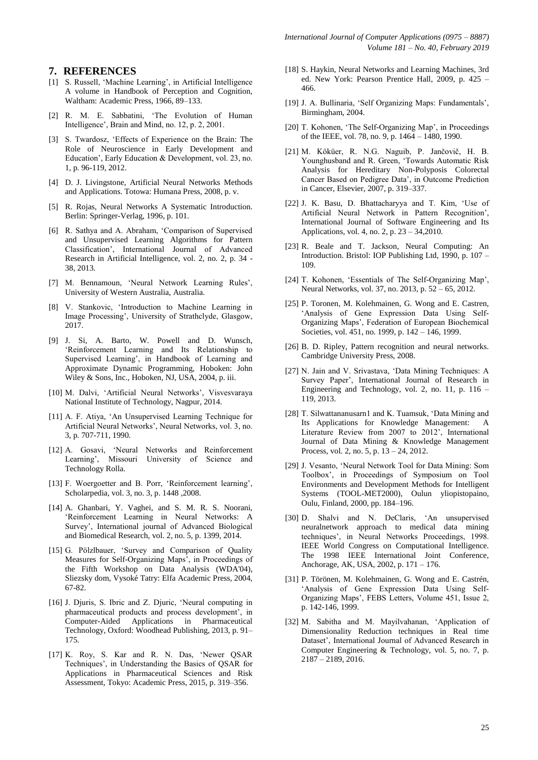## 7. REFERENCES

[1] S. Russell, 'Machine Learning', in Artificial Intelligence A volume in Handbook of Perception and Cognition, Waltham: Academic Press, 1966, 89–133.

[2] R. M. E. Sabbatini, 'The Evolution of Human Intelligence', Brain and Mind, no. 12, p. 2, 2001.

[3] S. Twardosz, 'Effects of Experience on the Brain: The Role of Neuroscience in Early Development and Education', Early Education & Development, vol. 23, no. 1, p. 96-119, 2012.

[4] D. J. Livingstone, Artificial Neural Networks Methods and Applications. Totowa: Humana Press, 2008, p. v.

[5] R. Rojas, Neural Networks A Systematic Introduction. Berlin: Springer-Verlag, 1996, p. 101.

[6] R. Sathya and A. Abraham, 'Comparison of Supervised and Unsupervised Learning Algorithms for Pattern Classification', International Journal of Advanced Research in Artificial Intelligence, vol. 2, no. 2, p. 34 - 38, 2013.

[7] M. Bennamoun, 'Neural Network Learning Rules', University of Western Australia, Australia.

[8] V. Stankovic, 'Introduction to Machine Learning in Image Processing', University of Strathclyde, Glasgow, 2017.

[9] J. Si, A. Barto, W. Powell and D. Wunsch, 'Reinforcement Learning and Its Relationship to Supervised Learning', in Handbook of Learning and Approximate Dynamic Programming, Hoboken: John Wiley & Sons, Inc., Hoboken, NJ, USA, 2004, p. iii.

[10] M. Dalvi, 'Artificial Neural Networks', Visvesvaraya National Institute of Technology, Nagpur, 2014.

[11] A. F. Atiya, 'An Unsupervised Learning Technique for Artificial Neural Networks', Neural Networks, vol. 3, no. 3, p. 707-711, 1990.

[12] A. Gosavi, 'Neural Networks and Reinforcement Learning', Missouri University of Science and Technology Rolla.

[13] F. Woergoetter and B. Porr, 'Reinforcement learning', Scholarpedia, vol. 3, no. 3, p. 1448 ,2008.

[14] A. Ghanbari, Y. Vaghei, and S. M. R. S. Noorani, 'Reinforcement Learning in Neural Networks: A Survey', International journal of Advanced Biological and Biomedical Research, vol. 2, no. 5, p. 1399, 2014.

[15] G. Pölzlbauer, 'Survey and Comparison of Quality Measures for Self-Organizing Maps', in Proceedings of the Fifth Workshop on Data Analysis (WDA'04), Sliezsky dom, Vysoké Tatry: Elfa Academic Press, 2004, 67-82.

[16] J. Djuris, S. Ibric and Z. Djuric, 'Neural computing in pharmaceutical products and process development', in Computer-Aided Applications in Pharmaceutical Technology, Oxford: Woodhead Publishing, 2013, p. 91–175.

[17] K. Roy, S. Kar and R. N. Das, 'Newer QSAR Techniques', in Understanding the Basics of QSAR for Applications in Pharmaceutical Sciences and Risk Assessment, Tokyo: Academic Press, 2015, p. 319–356.

[18] S. Haykin, Neural Networks and Learning Machines, 3rd ed. New York: Pearson Prentice Hall, 2009, p. 425 – 466.

[19] J. A. Bullinaria, 'Self Organizing Maps: Fundamentals', Birmingham, 2004.

[20] T. Kohonen, 'The Self-Organizing Map', in Proceedings of the IEEE, vol. 78, no. 9, p. 1464 – 1480, 1990.

[21] M. Köküer, R. N.G. Naguib, P. Jančovič, H. B. Younghusband and R. Green, 'Towards Automatic Risk Analysis for Hereditary Non-Polyposis Colorectal Cancer Based on Pedigree Data', in Outcome Prediction in Cancer, Elsevier, 2007, p. 319–337.

[22] J. K. Basu, D. Bhattacharyya and T. Kim, 'Use of Artificial Neural Network in Pattern Recognition', International Journal of Software Engineering and Its Applications, vol. 4, no. 2, p. 23 – 34,2010.

[23] R. Beale and T. Jackson, Neural Computing: An Introduction. Bristol: IOP Publishing Ltd, 1990, p. 107 – 109.

[24] T. Kohonen, 'Essentials of The Self-Organizing Map', Neural Networks, vol. 37, no. 2013, p. 52 – 65, 2012.

[25] P. Toronen, M. Kolehmainen, G. Wong and E. Castren, 'Analysis of Gene Expression Data Using Self-Organizing Maps', Federation of European Biochemical Societies, vol. 451, no. 1999, p. 142 – 146, 1999.

[26] B. D. Ripley, Pattern recognition and neural networks. Cambridge University Press, 2008.

[27] N. Jain and V. Srivastava, 'Data Mining Techniques: A Survey Paper', International Journal of Research in Engineering and Technology, vol. 2, no. 11, p. 116 – 119, 2013.

[28] T. Silwattananusarn1 and K. Tuamsuk, 'Data Mining and Its Applications for Knowledge Management: A Literature Review from 2007 to 2012', International Journal of Data Mining & Knowledge Management Process, vol. 2, no. 5, p. 13 – 24, 2012.

[29] J. Vesanto, 'Neural Network Tool for Data Mining: Som Toolbox', in Proceedings of Symposium on Tool Environments and Development Methods for Intelligent Systems (TOOL-MET2000), Oulun yliopistopaino, Oulu, Finland, 2000, pp. 184–196.

[30] D. Shalvi and N. DeClaris, 'An unsupervised neuralnetwork approach to medical data mining techniques', in Neural Networks Proceedings, 1998. IEEE World Congress on Computational Intelligence. The 1998 IEEE International Joint Conference, Anchorage, AK, USA, 2002, p. 171 – 176.

[31] P. Törönen, M. Kolehmainen, G. Wong and E. Castrén, 'Analysis of Gene Expression Data Using Self-Organizing Maps', FEBS Letters, Volume 451, Issue 2, p. 142-146, 1999.

[32] M. Sabitha and M. Mayilvahanan, 'Application of Dimensionality Reduction techniques in Real time Dataset', International Journal of Advanced Research in Computer Engineering & Technology, vol. 5, no. 7, p. 2187 – 2189, 2016.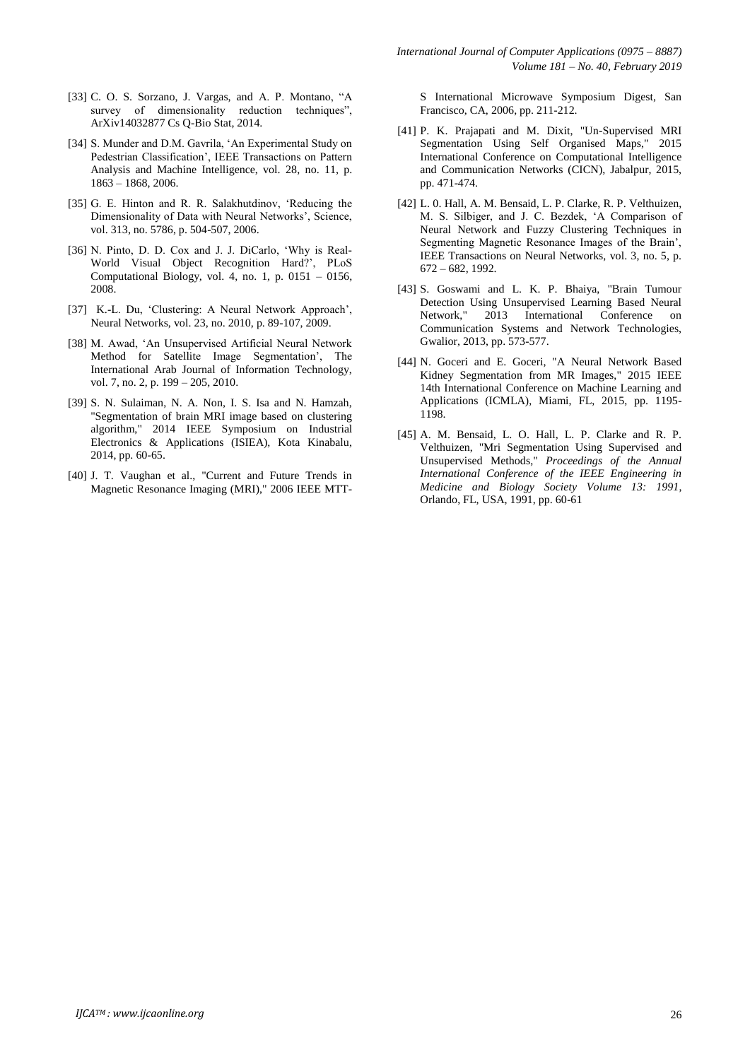[33] C. O. S. Sorzano, J. Vargas, and A. P. Montano, "A survey of dimensionality reduction techniques", ArXiv14032877 Cs Q-Bio Stat, 2014.

[34] S. Munder and D.M. Gavrila, 'An Experimental Study on Pedestrian Classification', IEEE Transactions on Pattern Analysis and Machine Intelligence, vol. 28, no. 11, p. 1863 – 1868, 2006.

[35] G. E. Hinton and R. R. Salakhutdinov, 'Reducing the Dimensionality of Data with Neural Networks', Science, vol. 313, no. 5786, p. 504-507, 2006.

[36] N. Pinto, D. D. Cox and J. J. DiCarlo, 'Why is Real-World Visual Object Recognition Hard?', PLoS Computational Biology, vol. 4, no. 1, p. 0151 – 0156, 2008.

[37] K.-L. Du, 'Clustering: A Neural Network Approach', Neural Networks, vol. 23, no. 2010, p. 89-107, 2009.

[38] M. Awad, 'An Unsupervised Artificial Neural Network Method for Satellite Image Segmentation', The International Arab Journal of Information Technology, vol. 7, no. 2, p. 199 – 205, 2010.

[39] S. N. Sulaiman, N. A. Non, I. S. Isa and N. Hamzah, "Segmentation of brain MRI image based on clustering algorithm," 2014 IEEE Symposium on Industrial Electronics & Applications (ISIEA), Kota Kinabalu, 2014, pp. 60-65.

[40] J. T. Vaughan et al., "Current and Future Trends in Magnetic Resonance Imaging (MRI)," 2006 IEEE MTT-S International Microwave Symposium Digest, San Francisco, CA, 2006, pp. 211-212.

[41] P. K. Prajapati and M. Dixit, "Un-Supervised MRI Segmentation Using Self Organised Maps," 2015 International Conference on Computational Intelligence and Communication Networks (CICN), Jabalpur, 2015, pp. 471-474.

[42] L. 0. Hall, A. M. Bensaid, L. P. Clarke, R. P. Velthuizen, M. S. Silbiger, and J. C. Bezdek, 'A Comparison of Neural Network and Fuzzy Clustering Techniques in Segmenting Magnetic Resonance Images of the Brain', IEEE Transactions on Neural Networks, vol. 3, no. 5, p. 672 – 682, 1992.

[43] S. Goswami and L. K. P. Bhaiya, "Brain Tumour Detection Using Unsupervised Learning Based Neural Network," 2013 International Conference on Communication Systems and Network Technologies, Gwalior, 2013, pp. 573-577.

[44] N. Goceri and E. Goceri, "A Neural Network Based Kidney Segmentation from MR Images," 2015 IEEE 14th International Conference on Machine Learning and Applications (ICMLA), Miami, FL, 2015, pp. 1195-1198.

[45] A. M. Bensaid, L. O. Hall, L. P. Clarke and R. P. Velthuizen, "Mri Segmentation Using Supervised and Unsupervised Methods," *Proceedings of the Annual International Conference of the IEEE Engineering in Medicine and Biology Society Volume 13: 1991*, Orlando, FL, USA, 1991, pp. 60-61